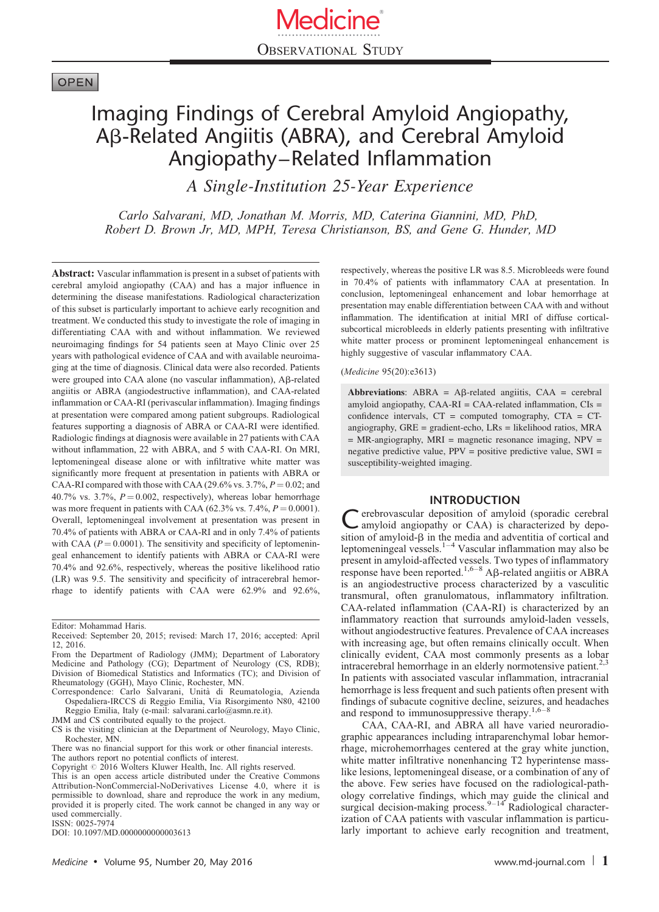Medicine®

OBSERVATIONAL STUDY

OPEN

# Imaging Findings of Cerebral Amyloid Angiopathy, Aβ-Related Angiitis (ABRA), and Cerebral Amyloid Angiopathy–Related Inflammation

## A Single-Institution 25-Year Experience

*Carlo Salvarani, MD, Jonathan M. Morris, MD, Caterina Giannini, MD, PhD, Robert D. Brown Jr, MD, MPH, Teresa Christianson, BS, and Gene G. Hunder, MD*

**Abstract:** Vascular inflammation is present in a subset of patients with cerebral amyloid angiopathy (CAA) and has a major influence in determining the disease manifestations. Radiological characterization of this subset is particularly important to achieve early recognition and treatment. We conducted this study to investigate the role of imaging in differentiating CAA with and without inflammation. We reviewed neuroimaging findings for 54 patients seen at Mayo Clinic over 25 years with pathological evidence of CAA and with available neuroimaging at the time of diagnosis. Clinical data were also recorded. Patients were grouped into CAA alone (no vascular inflammation), Aβ-related angiitis or ABRA (angiodestructive inflammation), and CAA-related inflammation or CAA-RI (perivascular inflammation). Imaging findings at presentation were compared among patient subgroups. Radiological features supporting a diagnosis of ABRA or CAA-RI were identified. Radiologic findings at diagnosis were available in 27 patients with CAA without inflammation, 22 with ABRA, and 5 with CAA-RI. On MRI, leptomeningeal disease alone or with infiltrative white matter was significantly more frequent at presentation in patients with ABRA or CAA-RI compared with those with CAA (29.6% vs. 3.7%, $P = 0.02$; and 40.7% vs. 3.7%, $P = 0.002$, respectively), whereas lobar hemorrhage was more frequent in patients with CAA (62.3% vs. 7.4%, $P = 0.0001$). Overall, leptomeningeal involvement at presentation was present in 70.4% of patients with ABRA or CAA-RI and in only 7.4% of patients with CAA ($P = 0.0001$). The sensitivity and specificity of leptomeningeal enhancement to identify patients with ABRA or CAA-RI were 70.4% and 92.6%, respectively, whereas the positive likelihood ratio (LR) was 9.5. The sensitivity and specificity of intracerebral hemorrhage to identify patients with CAA were 62.9% and 92.6%, respectively, whereas the positive LR was 8.5. Microbleeds were found in 70.4% of patients with inflammatory CAA at presentation. In conclusion, leptomeningeal enhancement and lobar hemorrhage at presentation may enable differentiation between CAA with and without inflammation. The identification at initial MRI of diffuse cortical-subcortical microbleeds in elderly patients presenting with infiltrative white matter process or prominent leptomeningeal enhancement is highly suggestive of vascular inflammatory CAA.

(*Medicine* 95(20):e3613)

**Abbreviations**: ABRA = Aβ-related angiitis, CAA = cerebral amyloid angiopathy, CAA-RI = CAA-related inflammation, CIs = confidence intervals, CT = computed tomography, CTA = CT-angiography, GRE = gradient-echo, LRs = likelihood ratios, MRA = MR-angiography, MRI = magnetic resonance imaging, NPV = negative predictive value, PPV = positive predictive value, SWI = susceptibility-weighted imaging.

Editor: Mohammad Haris.
Received: September 20, 2015; revised: March 17, 2016; accepted: April 12, 2016.
From the Department of Radiology (JMM); Department of Laboratory Medicine and Pathology (CG); Department of Neurology (CS, RDB); Division of Biomedical Statistics and Informatics (TC); and Division of Rheumatology (GGH), Mayo Clinic, Rochester, MN.
Correspondence: Carlo Salvarani, Unità di Reumatologia, Azienda Ospedaliera-IRCCS di Reggio Emilia, Via Risorgimento N80, 42100 Reggio Emilia, Italy (e-mail: salvarani.carlo@asmn.re.it).
JMM and CS contributed equally to the project.
CS is the visiting clinician at the Department of Neurology, Mayo Clinic, Rochester, MN.
There was no financial support for this work or other financial interests.
The authors report no potential conflicts of interest.
Copyright © 2016 Wolters Kluwer Health, Inc. All rights reserved.
This is an open access article distributed under the Creative Commons Attribution-NonCommercial-NoDerivatives License 4.0, where it is permissible to download, share and reproduce the work in any medium, provided it is properly cited. The work cannot be changed in any way or used commercially.
ISSN: 0025-7974
DOI: 10.1097/MD.0000000000003613

## INTRODUCTION

Cerebrovascular deposition of amyloid (sporadic cerebral amyloid angiopathy or CAA) is characterized by deposition of amyloid-β in the media and adventitia of cortical and leptomeningeal vessels.[1–4] Vascular inflammation may also be present in amyloid-affected vessels. Two types of inflammatory response have been reported.[1,6–8] Aβ-related angiitis or ABRA is an angiodestructive process characterized by a vasculitic transmural, often granulomatous, inflammatory infiltration. CAA-related inflammation (CAA-RI) is characterized by an inflammatory reaction that surrounds amyloid-laden vessels, without angiodestructive features. Prevalence of CAA increases with increasing age, but often remains clinically occult. When clinically evident, CAA most commonly presents as a lobar intracerebral hemorrhage in an elderly normotensive patient.[2,3] In patients with associated vascular inflammation, intracranial hemorrhage is less frequent and such patients often present with findings of subacute cognitive decline, seizures, and headaches and respond to immunosuppressive therapy.[1,6–8]

CAA, CAA-RI, and ABRA all have varied neuroradiographic appearances including intraparenchymal lobar hemorrhage, microhemorrhages centered at the gray white junction, white matter infiltrative nonenhancing T2 hyperintense mass-like lesions, leptomeningeal disease, or a combination of any of the above. Few series have focused on the radiological-pathology correlative findings, which may guide the clinical and surgical decision-making process.[9–14] Radiological characterization of CAA patients with vascular inflammation is particularly important to achieve early recognition and treatment,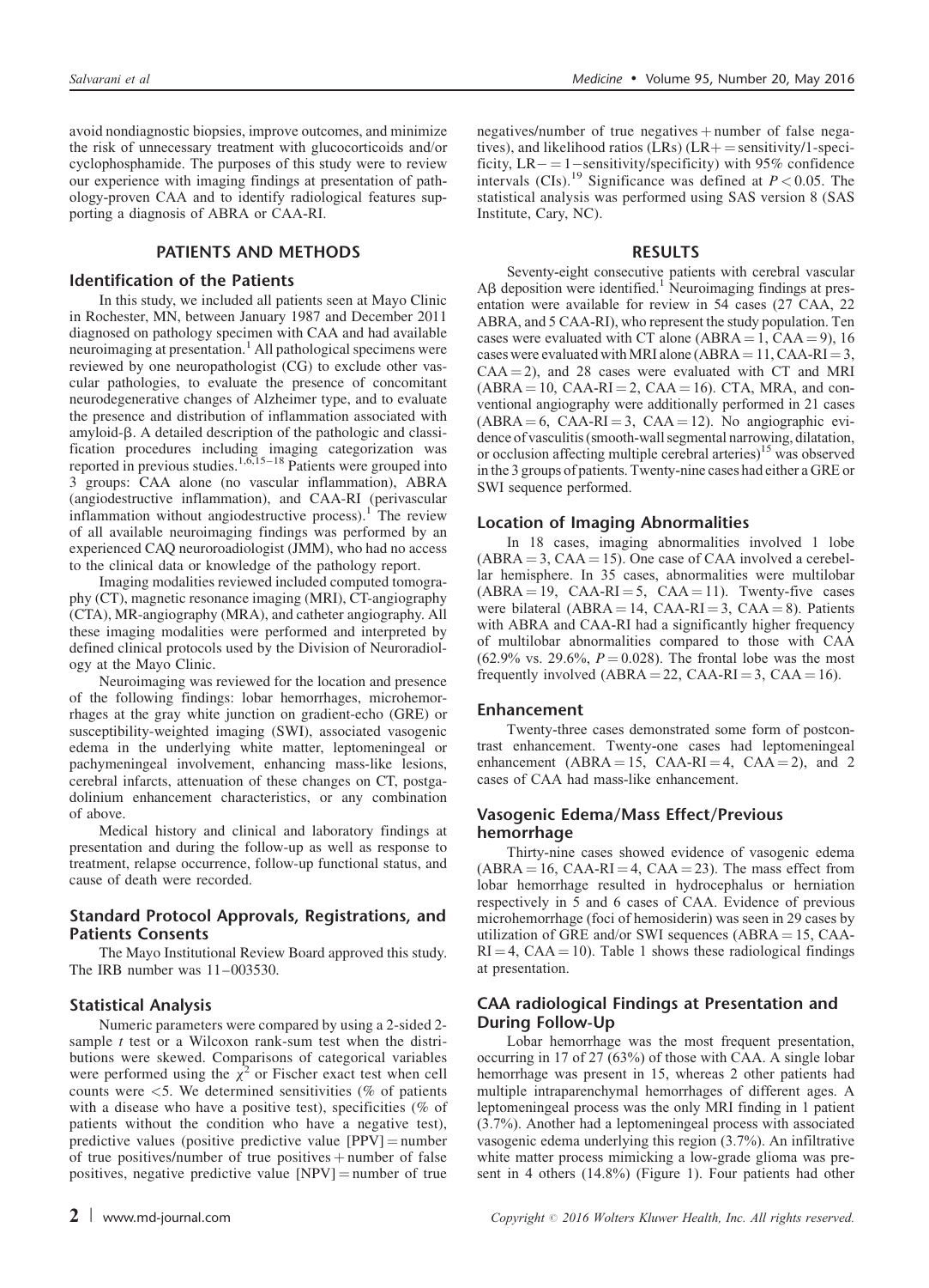avoid nondiagnostic biopsies, improve outcomes, and minimize the risk of unnecessary treatment with glucocorticoids and/or cyclophosphamide. The purposes of this study were to review our experience with imaging findings at presentation of pathology-proven CAA and to identify radiological features supporting a diagnosis of ABRA or CAA-RI.

## PATIENTS AND METHODS

### Identification of the Patients

In this study, we included all patients seen at Mayo Clinic in Rochester, MN, between January 1987 and December 2011 diagnosed on pathology specimen with CAA and had available neuroimaging at presentation.[1] All pathological specimens were reviewed by one neuropathologist (CG) to exclude other vascular pathologies, to evaluate the presence of concomitant neurodegenerative changes of Alzheimer type, and to evaluate the presence and distribution of inflammation associated with amyloid-β. A detailed description of the pathologic and classification procedures including imaging categorization was reported in previous studies.[1,6,15–18] Patients were grouped into 3 groups: CAA alone (no vascular inflammation), ABRA (angiodestructive inflammation), and CAA-RI (perivascular inflammation without angiodestructive process).[1] The review of all available neuroimaging findings was performed by an experienced CAQ neuroradiologist (JMM), who had no access to the clinical data or knowledge of the pathology report.

Imaging modalities reviewed included computed tomography (CT), magnetic resonance imaging (MRI), CT-angiography (CTA), MR-angiography (MRA), and catheter angiography. All these imaging modalities were performed and interpreted by defined clinical protocols used by the Division of Neuroradiology at the Mayo Clinic.

Neuroimaging was reviewed for the location and presence of the following findings: lobar hemorrhages, microhemorrhages at the gray white junction on gradient-echo (GRE) or susceptibility-weighted imaging (SWI), associated vasogenic edema in the underlying white matter, leptomeningeal or pachymeningeal involvement, enhancing mass-like lesions, cerebral infarcts, attenuation of these changes on CT, postgadolinium enhancement characteristics, or any combination of above.

Medical history and clinical and laboratory findings at presentation and during the follow-up as well as response to treatment, relapse occurrence, follow-up functional status, and cause of death were recorded.

### Standard Protocol Approvals, Registrations, and Patients Consents

The Mayo Institutional Review Board approved this study. The IRB number was 11–003530.

### Statistical Analysis

Numeric parameters were compared by using a 2-sided 2-sample *t* test or a Wilcoxon rank-sum test when the distributions were skewed. Comparisons of categorical variables were performed using the $\chi^2$ or Fischer exact test when cell counts were <5. We determined sensitivities (% of patients with a disease who have a positive test), specificities (% of patients without the condition who have a negative test), predictive values (positive predictive value [PPV] = number of true positives/number of true positives + number of false positives, negative predictive value [NPV] = number of true negatives/number of true negatives + number of false negatives), and likelihood ratios (LRs) (LR+ = sensitivity/1-specificity, LR− = 1−sensitivity/specificity) with 95% confidence intervals (CIs).[19] Significance was defined at $P < 0.05$. The statistical analysis was performed using SAS version 8 (SAS Institute, Cary, NC).

## RESULTS

Seventy-eight consecutive patients with cerebral vascular Aβ deposition were identified.[1] Neuroimaging findings at presentation were available for review in 54 cases (27 CAA, 22 ABRA, and 5 CAA-RI), who represent the study population. Ten cases were evaluated with CT alone (ABRA = 1, CAA = 9), 16 cases were evaluated with MRI alone (ABRA = 11, CAA-RI = 3, CAA = 2), and 28 cases were evaluated with CT and MRI (ABRA = 10, CAA-RI = 2, CAA = 16). CTA, MRA, and conventional angiography were additionally performed in 21 cases (ABRA = 6, CAA-RI = 3, CAA = 12). No angiographic evidence of vasculitis (smooth-wall segmental narrowing, dilatation, or occlusion affecting multiple cerebral arteries)[15] was observed in the 3 groups of patients. Twenty-nine cases had either a GRE or SWI sequence performed.

### Location of Imaging Abnormalities

In 18 cases, imaging abnormalities involved 1 lobe (ABRA = 3, CAA = 15). One case of CAA involved a cerebellar hemisphere. In 35 cases, abnormalities were multilobar (ABRA = 19, CAA-RI = 5, CAA = 11). Twenty-five cases were bilateral (ABRA = 14, CAA-RI = 3, CAA = 8). Patients with ABRA and CAA-RI had a significantly higher frequency of multilobar abnormalities compared to those with CAA (62.9% vs. 29.6%, $P = 0.028$). The frontal lobe was the most frequently involved (ABRA = 22, CAA-RI = 3, CAA = 16).

### Enhancement

Twenty-three cases demonstrated some form of postcontrast enhancement. Twenty-one cases had leptomeningeal enhancement (ABRA = 15, CAA-RI = 4, CAA = 2), and 2 cases of CAA had mass-like enhancement.

### Vasogenic Edema/Mass Effect/Previous hemorrhage

Thirty-nine cases showed evidence of vasogenic edema (ABRA = 16, CAA-RI = 4, CAA = 23). The mass effect from lobar hemorrhage resulted in hydrocephalus or herniation respectively in 5 and 6 cases of CAA. Evidence of previous microhemorrhage (foci of hemosiderin) was seen in 29 cases by utilization of GRE and/or SWI sequences (ABRA = 15, CAA-RI = 4, CAA = 10). Table 1 shows these radiological findings at presentation.

### CAA radiological Findings at Presentation and During Follow-Up

Lobar hemorrhage was the most frequent presentation, occurring in 17 of 27 (63%) of those with CAA. A single lobar hemorrhage was present in 15, whereas 2 other patients had multiple intraparenchymal hemorrhages of different ages. A leptomeningeal process was the only MRI finding in 1 patient (3.7%). Another had a leptomeningeal process with associated vasogenic edema underlying this region (3.7%). An infiltrative white matter process mimicking a low-grade glioma was present in 4 others (14.8%) (Figure 1). Four patients had other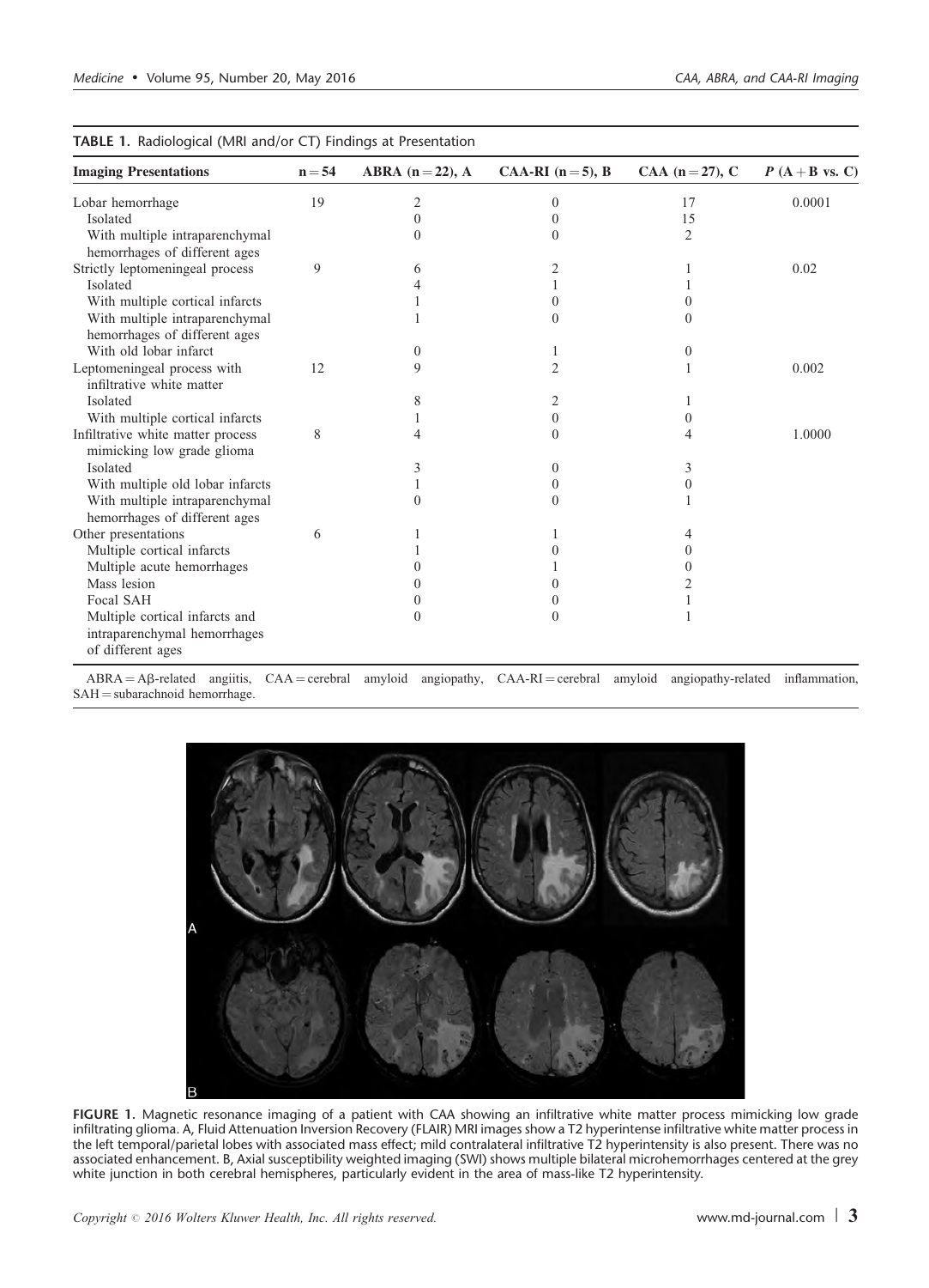**TABLE 1.** Radiological (MRI and/or CT) Findings at Presentation

| Imaging Presentations | n = 54 | ABRA (n = 22), A | CAA-RI (n = 5), B | CAA (n = 27), C | P (A + B vs. C) |
|---|---|---|---|---|---|
| Lobar hemorrhage | 19 | 2 | 0 | 17 | 0.0001 |
| Isolated | | 0 | 0 | 15 | |
| With multiple intraparenchymal hemorrhages of different ages | | 0 | 0 | 2 | |
| Strictly leptomeningeal process | 9 | 6 | 2 | 1 | 0.02 |
| Isolated | | 4 | 1 | 1 | |
| With multiple cortical infarcts | | 1 | 0 | 0 | |
| With multiple intraparenchymal hemorrhages of different ages | | 1 | 0 | 0 | |
| With old lobar infarct | | 0 | 1 | 0 | |
| Leptomeningeal process with infiltrative white matter | 12 | 9 | 2 | 1 | 0.002 |
| Isolated | | 8 | 2 | 1 | |
| With multiple cortical infarcts | | 1 | 0 | 0 | |
| Infiltrative white matter process mimicking low grade glioma | 8 | 4 | 0 | 4 | 1.0000 |
| Isolated | | 3 | 0 | 3 | |
| With multiple old lobar infarcts | | 1 | 0 | 0 | |
| With multiple intraparenchymal hemorrhages of different ages | | 0 | 0 | 1 | |
| Other presentations | 6 | 1 | 1 | 4 | |
| Multiple cortical infarcts | | 1 | 0 | 0 | |
| Multiple acute hemorrhages | | 0 | 1 | 0 | |
| Mass lesion | | 0 | 0 | 2 | |
| Focal SAH | | 0 | 0 | 1 | |
| Multiple cortical infarcts and intraparenchymal hemorrhages of different ages | | 0 | 0 | 1 | |

ABRA = Aβ-related angiitis, CAA = cerebral amyloid angiopathy, CAA-RI = cerebral amyloid angiopathy-related inflammation, SAH = subarachnoid hemorrhage.

**FIGURE 1.** Magnetic resonance imaging of a patient with CAA showing an infiltrative white matter process mimicking low grade infiltrating glioma. A, Fluid Attenuation Inversion Recovery (FLAIR) MRI images show a T2 hyperintense infiltrative white matter process in the left temporal/parietal lobes with associated mass effect; mild contralateral infiltrative T2 hyperintensity is also present. There was no associated enhancement. B, Axial susceptibility weighted imaging (SWI) shows multiple bilateral microhemorrhages centered at the grey white junction in both cerebral hemispheres, particularly evident in the area of mass-like T2 hyperintensity.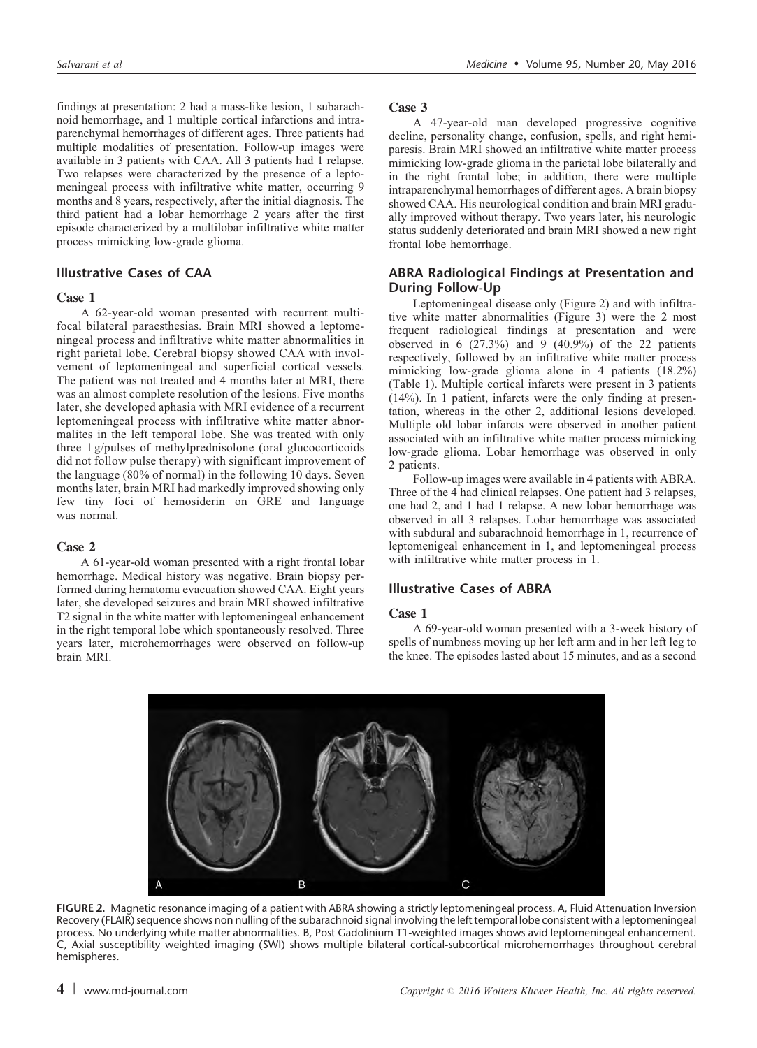findings at presentation: 2 had a mass-like lesion, 1 subarachnoid hemorrhage, and 1 multiple cortical infarctions and intraparenchymal hemorrhages of different ages. Three patients had multiple modalities of presentation. Follow-up images were available in 3 patients with CAA. All 3 patients had 1 relapse. Two relapses were characterized by the presence of a leptomeningeal process with infiltrative white matter, occurring 9 months and 8 years, respectively, after the initial diagnosis. The third patient had a lobar hemorrhage 2 years after the first episode characterized by a multilobar infiltrative white matter process mimicking low-grade glioma.

## Illustrative Cases of CAA

### Case 1

A 62-year-old woman presented with recurrent multifocal bilateral paraesthesias. Brain MRI showed a leptomeningeal process and infiltrative white matter abnormalities in right parietal lobe. Cerebral biopsy showed CAA with involvement of leptomeningeal and superficial cortical vessels. The patient was not treated and 4 months later at MRI, there was an almost complete resolution of the lesions. Five months later, she developed aphasia with MRI evidence of a recurrent leptomeningeal process with infiltrative white matter abnormalites in the left temporal lobe. She was treated with only three 1 g/pulses of methylprednisolone (oral glucocorticoids did not follow pulse therapy) with significant improvement of the language (80% of normal) in the following 10 days. Seven months later, brain MRI had markedly improved showing only few tiny foci of hemosiderin on GRE and language was normal.

### Case 2

A 61-year-old woman presented with a right frontal lobar hemorrhage. Medical history was negative. Brain biopsy performed during hematoma evacuation showed CAA. Eight years later, she developed seizures and brain MRI showed infiltrative T2 signal in the white matter with leptomeningeal enhancement in the right temporal lobe which spontaneously resolved. Three years later, microhemorrhages were observed on follow-up brain MRI.

### Case 3

A 47-year-old man developed progressive cognitive decline, personality change, confusion, spells, and right hemiparesis. Brain MRI showed an infiltrative white matter process mimicking low-grade glioma in the parietal lobe bilaterally and in the right frontal lobe; in addition, there were multiple intraparenchymal hemorrhages of different ages. A brain biopsy showed CAA. His neurological condition and brain MRI gradually improved without therapy. Two years later, his neurologic status suddenly deteriorated and brain MRI showed a new right frontal lobe hemorrhage.

## ABRA Radiological Findings at Presentation and During Follow-Up

Leptomeningeal disease only (Figure 2) and with infiltrative white matter abnormalities (Figure 3) were the 2 most frequent radiological findings at presentation and were observed in 6 (27.3%) and 9 (40.9%) of the 22 patients respectively, followed by an infiltrative white matter process mimicking low-grade glioma alone in 4 patients (18.2%) (Table 1). Multiple cortical infarcts were present in 3 patients (14%). In 1 patient, infarcts were the only finding at presentation, whereas in the other 2, additional lesions developed. Multiple old lobar infarcts were observed in another patient associated with an infiltrative white matter process mimicking low-grade glioma. Lobar hemorrhage was observed in only 2 patients.

Follow-up images were available in 4 patients with ABRA. Three of the 4 had clinical relapses. One patient had 3 relapses, one had 2, and 1 had 1 relapse. A new lobar hemorrhage was observed in all 3 relapses. Lobar hemorrhage was associated with subdural and subarachnoid hemorrhage in 1, recurrence of leptomenigeal enhancement in 1, and leptomeningeal process with infiltrative white matter process in 1.

## Illustrative Cases of ABRA

### Case 1

A 69-year-old woman presented with a 3-week history of spells of numbness moving up her left arm and in her left leg to the knee. The episodes lasted about 15 minutes, and as a second

FIGURE 2. Magnetic resonance imaging of a patient with ABRA showing a strictly leptomeningeal process. A, Fluid Attenuation Inversion Recovery (FLAIR) sequence shows non nulling of the subarachnoid signal involving the left temporal lobe consistent with a leptomeningeal process. No underlying white matter abnormalities. B, Post Gadolinium T1-weighted images shows avid leptomeningeal enhancement. C, Axial susceptibility weighted imaging (SWI) shows multiple bilateral cortical-subcortical microhemorrhages throughout cerebral hemispheres.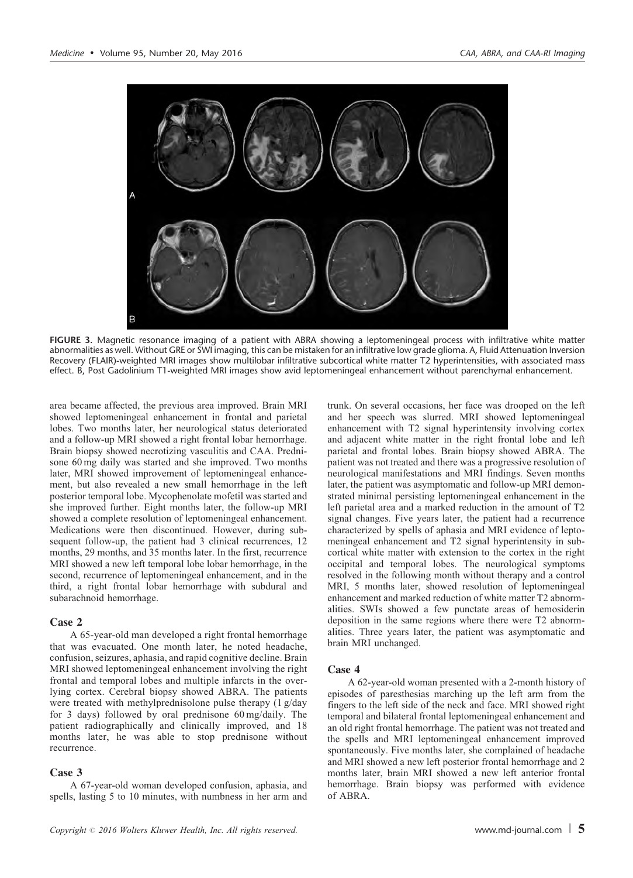FIGURE 3. Magnetic resonance imaging of a patient with ABRA showing a leptomeningeal process with infiltrative white matter abnormalities as well. Without GRE or SWI imaging, this can be mistaken for an infiltrative low grade glioma. A, Fluid Attenuation Inversion Recovery (FLAIR)-weighted MRI images show multilobar infiltrative subcortical white matter T2 hyperintensities, with associated mass effect. B, Post Gadolinium T1-weighted MRI images show avid leptomeningeal enhancement without parenchymal enhancement.

area became affected, the previous area improved. Brain MRI showed leptomeningeal enhancement in frontal and parietal lobes. Two months later, her neurological status deteriorated and a follow-up MRI showed a right frontal lobar hemorrhage. Brain biopsy showed necrotizing vasculitis and CAA. Prednisone 60 mg daily was started and she improved. Two months later, MRI showed improvement of leptomeningeal enhancement, but also revealed a new small hemorrhage in the left posterior temporal lobe. Mycophenolate mofetil was started and she improved further. Eight months later, the follow-up MRI showed a complete resolution of leptomeningeal enhancement. Medications were then discontinued. However, during subsequent follow-up, the patient had 3 clinical recurrences, 12 months, 29 months, and 35 months later. In the first, recurrence MRI showed a new left temporal lobe lobar hemorrhage, in the second, recurrence of leptomeningeal enhancement, and in the third, a right frontal lobar hemorrhage with subdural and subarachnoid hemorrhage.

### Case 2

A 65-year-old man developed a right frontal hemorrhage that was evacuated. One month later, he noted headache, confusion, seizures, aphasia, and rapid cognitive decline. Brain MRI showed leptomeningeal enhancement involving the right frontal and temporal lobes and multiple infarcts in the overlying cortex. Cerebral biopsy showed ABRA. The patients were treated with methylprednisolone pulse therapy (1 g/day for 3 days) followed by oral prednisone 60 mg/daily. The patient radiographically and clinically improved, and 18 months later, he was able to stop prednisone without recurrence.

### Case 3

A 67-year-old woman developed confusion, aphasia, and spells, lasting 5 to 10 minutes, with numbness in her arm and trunk. On several occasions, her face was drooped on the left and her speech was slurred. MRI showed leptomeningeal enhancement with T2 signal hyperintensity involving cortex and adjacent white matter in the right frontal lobe and left parietal and frontal lobes. Brain biopsy showed ABRA. The patient was not treated and there was a progressive resolution of neurological manifestations and MRI findings. Seven months later, the patient was asymptomatic and follow-up MRI demonstrated minimal persisting leptomeningeal enhancement in the left parietal area and a marked reduction in the amount of T2 signal changes. Five years later, the patient had a recurrence characterized by spells of aphasia and MRI evidence of leptomeningeal enhancement and T2 signal hyperintensity in subcortical white matter with extension to the cortex in the right occipital and temporal lobes. The neurological symptoms resolved in the following month without therapy and a control MRI, 5 months later, showed resolution of leptomeningeal enhancement and marked reduction of white matter T2 abnormalities. SWIs showed a few punctate areas of hemosiderin deposition in the same regions where there were T2 abnormalities. Three years later, the patient was asymptomatic and brain MRI unchanged.

### Case 4

A 62-year-old woman presented with a 2-month history of episodes of paresthesias marching up the left arm from the fingers to the left side of the neck and face. MRI showed right temporal and bilateral frontal leptomeningeal enhancement and an old right frontal hemorrhage. The patient was not treated and the spells and MRI leptomeningeal enhancement improved spontaneously. Five months later, she complained of headache and MRI showed a new left posterior frontal hemorrhage and 2 months later, brain MRI showed a new left anterior frontal hemorrhage. Brain biopsy was performed with evidence of ABRA.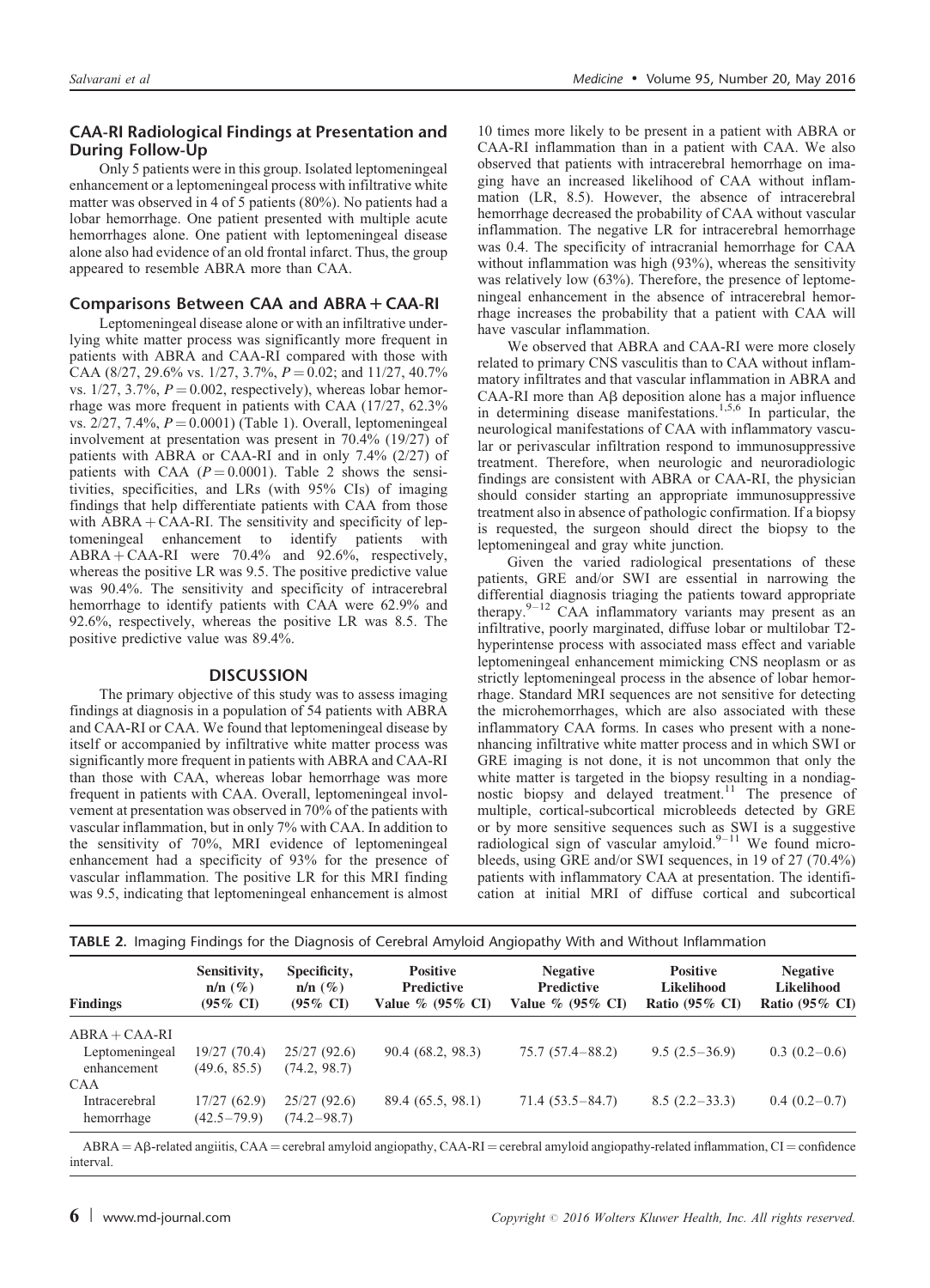## CAA-RI Radiological Findings at Presentation and During Follow-Up

Only 5 patients were in this group. Isolated leptomeningeal enhancement or a leptomeningeal process with infiltrative white matter was observed in 4 of 5 patients (80%). No patients had a lobar hemorrhage. One patient presented with multiple acute hemorrhages alone. One patient with leptomeningeal disease alone also had evidence of an old frontal infarct. Thus, the group appeared to resemble ABRA more than CAA.

## Comparisons Between CAA and ABRA + CAA-RI

Leptomeningeal disease alone or with an infiltrative underlying white matter process was significantly more frequent in patients with ABRA and CAA-RI compared with those with CAA (8/27, 29.6% vs. 1/27, 3.7%, $P = 0.02$; and 11/27, 40.7% vs. 1/27, 3.7%, $P = 0.002$, respectively), whereas lobar hemorrhage was more frequent in patients with CAA (17/27, 62.3% vs. 2/27, 7.4%, $P = 0.0001$) (Table 1). Overall, leptomeningeal involvement at presentation was present in 70.4% (19/27) of patients with ABRA or CAA-RI and in only 7.4% (2/27) of patients with CAA ($P = 0.0001$). Table 2 shows the sensitivities, specificities, and LRs (with 95% CIs) of imaging findings that help differentiate patients with CAA from those with ABRA + CAA-RI. The sensitivity and specificity of leptomeningeal enhancement to identify patients with ABRA + CAA-RI were 70.4% and 92.6%, respectively, whereas the positive LR was 9.5. The positive predictive value was 90.4%. The sensitivity and specificity of intracerebral hemorrhage to identify patients with CAA were 62.9% and 92.6%, respectively, whereas the positive LR was 8.5. The positive predictive value was 89.4%.

# DISCUSSION

The primary objective of this study was to assess imaging findings at diagnosis in a population of 54 patients with ABRA and CAA-RI or CAA. We found that leptomeningeal disease by itself or accompanied by infiltrative white matter process was significantly more frequent in patients with ABRA and CAA-RI than those with CAA, whereas lobar hemorrhage was more frequent in patients with CAA. Overall, leptomeningeal involvement at presentation was observed in 70% of the patients with vascular inflammation, but in only 7% with CAA. In addition to the sensitivity of 70%, MRI evidence of leptomeningeal enhancement had a specificity of 93% for the presence of vascular inflammation. The positive LR for this MRI finding was 9.5, indicating that leptomeningeal enhancement is almost 10 times more likely to be present in a patient with ABRA or CAA-RI inflammation than in a patient with CAA. We also observed that patients with intracerebral hemorrhage on imaging have an increased likelihood of CAA without inflammation (LR, 8.5). However, the absence of intracerebral hemorrhage decreased the probability of CAA without vascular inflammation. The negative LR for intracerebral hemorrhage was 0.4. The specificity of intracranial hemorrhage for CAA without inflammation was high (93%), whereas the sensitivity was relatively low (63%). Therefore, the presence of leptomeningeal enhancement in the absence of intracerebral hemorrhage increases the probability that a patient with CAA will have vascular inflammation.

We observed that ABRA and CAA-RI were more closely related to primary CNS vasculitis than to CAA without inflammatory infiltrates and that vascular inflammation in ABRA and CAA-RI more than Aβ deposition alone has a major influence in determining disease manifestations.[1,5,6] In particular, the neurological manifestations of CAA with inflammatory vascular or perivascular infiltration respond to immunosuppressive treatment. Therefore, when neurologic and neuroradiologic findings are consistent with ABRA or CAA-RI, the physician should consider starting an appropriate immunosuppressive treatment also in absence of pathologic confirmation. If a biopsy is requested, the surgeon should direct the biopsy to the leptomeningeal and gray white junction.

Given the varied radiological presentations of these patients, GRE and/or SWI are essential in narrowing the differential diagnosis triaging the patients toward appropriate therapy.[9–12] CAA inflammatory variants may present as an infiltrative, poorly marginated, diffuse lobar or multilobar T2-hyperintense process with associated mass effect and variable leptomeningeal enhancement mimicking CNS neoplasm or as strictly leptomeningeal process in the absence of lobar hemorrhage. Standard MRI sequences are not sensitive for detecting the microhemorrhages, which are also associated with these inflammatory CAA forms. In cases who present with a nonenhancing infiltrative white matter process and in which SWI or GRE imaging is not done, it is not uncommon that only the white matter is targeted in the biopsy resulting in a nondiagnostic biopsy and delayed treatment.[11] The presence of multiple, cortical-subcortical microbleeds detected by GRE or by more sensitive sequences such as SWI is a suggestive radiological sign of vascular amyloid.[9–11] We found microbleeds, using GRE and/or SWI sequences, in 19 of 27 (70.4%) patients with inflammatory CAA at presentation. The identification at initial MRI of diffuse cortical and subcortical

**TABLE 2.** Imaging Findings for the Diagnosis of Cerebral Amyloid Angiopathy With and Without Inflammation

| Findings | Sensitivity, n/n (%) (95% CI) | Specificity, n/n (%) (95% CI) | Positive Predictive Value % (95% CI) | Negative Predictive Value % (95% CI) | Positive Likelihood Ratio (95% CI) | Negative Likelihood Ratio (95% CI) |
|---|---|---|---|---|---|---|
| ABRA + CAA-RI | | | | | | |
| Leptomeningeal enhancement | 19/27 (70.4) (49.6, 85.5) | 25/27 (92.6) (74.2, 98.7) | 90.4 (68.2, 98.3) | 75.7 (57.4–88.2) | 9.5 (2.5–36.9) | 0.3 (0.2–0.6) |
| CAA | | | | | | |
| Intracerebral hemorrhage | 17/27 (62.9) (42.5–79.9) | 25/27 (92.6) (74.2–98.7) | 89.4 (65.5, 98.1) | 71.4 (53.5–84.7) | 8.5 (2.2–33.3) | 0.4 (0.2–0.7) |

ABRA = Aβ-related angiitis, CAA = cerebral amyloid angiopathy, CAA-RI = cerebral amyloid angiopathy-related inflammation, CI = confidence interval.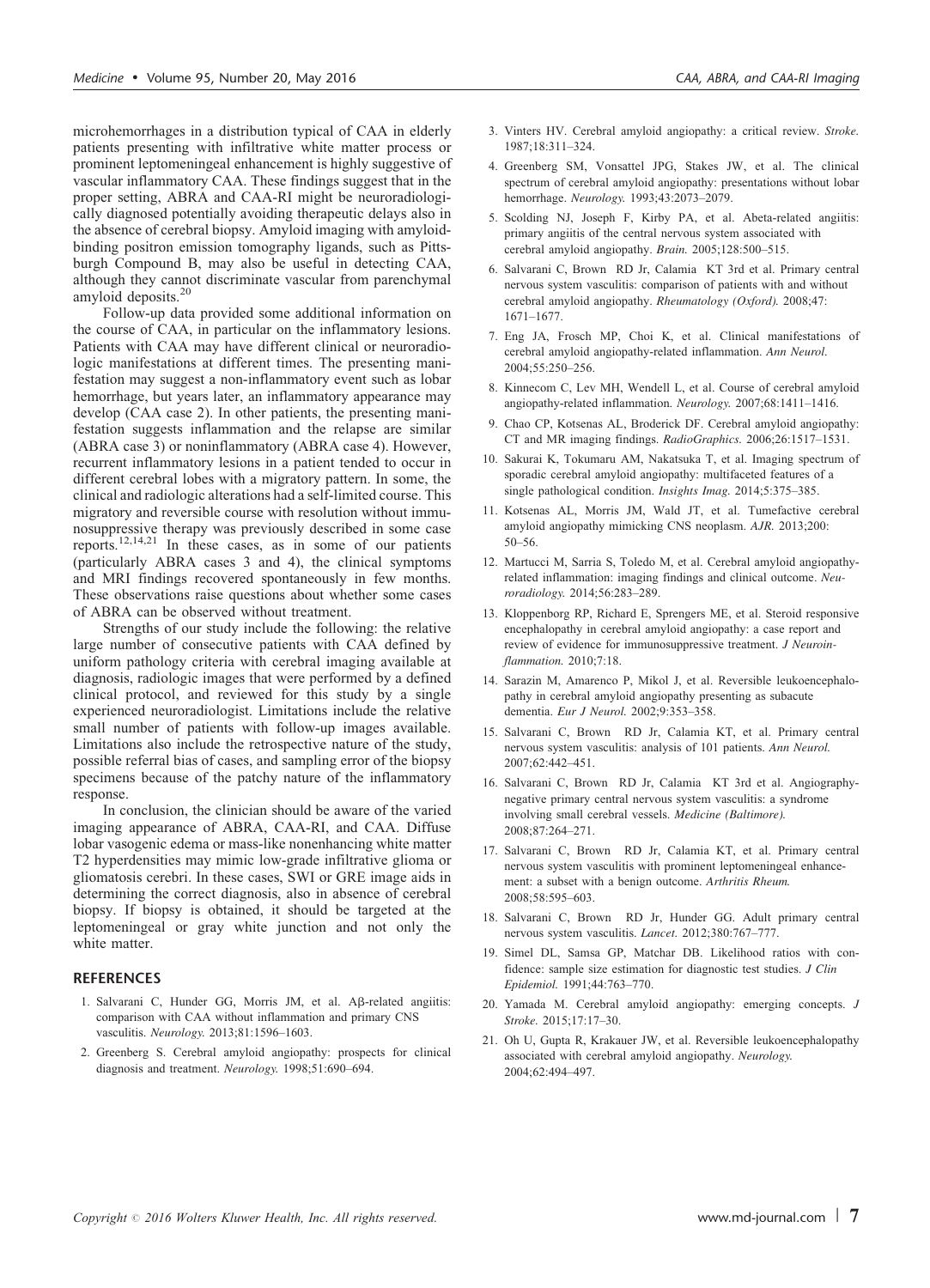microhemorrhages in a distribution typical of CAA in elderly patients presenting with infiltrative white matter process or prominent leptomeningeal enhancement is highly suggestive of vascular inflammatory CAA. These findings suggest that in the proper setting, ABRA and CAA-RI might be neuroradiologically diagnosed potentially avoiding therapeutic delays also in the absence of cerebral biopsy. Amyloid imaging with amyloid-binding positron emission tomography ligands, such as Pittsburgh Compound B, may also be useful in detecting CAA, although they cannot discriminate vascular from parenchymal amyloid deposits.[20]

Follow-up data provided some additional information on the course of CAA, in particular on the inflammatory lesions. Patients with CAA may have different clinical or neuroradiologic manifestations at different times. The presenting manifestation may suggest a non-inflammatory event such as lobar hemorrhage, but years later, an inflammatory appearance may develop (CAA case 2). In other patients, the presenting manifestation suggests inflammation and the relapse are similar (ABRA case 3) or noninflammatory (ABRA case 4). However, recurrent inflammatory lesions in a patient tended to occur in different cerebral lobes with a migratory pattern. In some, the clinical and radiologic alterations had a self-limited course. This migratory and reversible course with resolution without immunosuppressive therapy was previously described in some case reports.[12,14,21] In these cases, as in some of our patients (particularly ABRA cases 3 and 4), the clinical symptoms and MRI findings recovered spontaneously in few months. These observations raise questions about whether some cases of ABRA can be observed without treatment.

Strengths of our study include the following: the relative large number of consecutive patients with CAA defined by uniform pathology criteria with cerebral imaging available at diagnosis, radiologic images that were performed by a defined clinical protocol, and reviewed for this study by a single experienced neuroradiologist. Limitations include the relative small number of patients with follow-up images available. Limitations also include the retrospective nature of the study, possible referral bias of cases, and sampling error of the biopsy specimens because of the patchy nature of the inflammatory response.

In conclusion, the clinician should be aware of the varied imaging appearance of ABRA, CAA-RI, and CAA. Diffuse lobar vasogenic edema or mass-like nonenhancing white matter T2 hyperdensities may mimic low-grade infiltrative glioma or gliomatosis cerebri. In these cases, SWI or GRE image aids in determining the correct diagnosis, also in absence of cerebral biopsy. If biopsy is obtained, it should be targeted at the leptomeningeal or gray white junction and not only the white matter.

## REFERENCES

1. Salvarani C, Hunder GG, Morris JM, et al. Aβ-related angiitis: comparison with CAA without inflammation and primary CNS vasculitis. *Neurology.* 2013;81:1596–1603.
2. Greenberg S. Cerebral amyloid angiopathy: prospects for clinical diagnosis and treatment. *Neurology.* 1998;51:690–694.
3. Vinters HV. Cerebral amyloid angiopathy: a critical review. *Stroke.* 1987;18:311–324.
4. Greenberg SM, Vonsattel JPG, Stakes JW, et al. The clinical spectrum of cerebral amyloid angiopathy: presentations without lobar hemorrhage. *Neurology.* 1993;43:2073–2079.
5. Scolding NJ, Joseph F, Kirby PA, et al. Abeta-related angiitis: primary angiitis of the central nervous system associated with cerebral amyloid angiopathy. *Brain.* 2005;128:500–515.
6. Salvarani C, Brown RD Jr, Calamia KT 3rd et al. Primary central nervous system vasculitis: comparison of patients with and without cerebral amyloid angiopathy. *Rheumatology (Oxford).* 2008;47:1671–1677.
7. Eng JA, Frosch MP, Choi K, et al. Clinical manifestations of cerebral amyloid angiopathy-related inflammation. *Ann Neurol.* 2004;55:250–256.
8. Kinnecom C, Lev MH, Wendell L, et al. Course of cerebral amyloid angiopathy-related inflammation. *Neurology.* 2007;68:1411–1416.
9. Chao CP, Kotsenas AL, Broderick DF. Cerebral amyloid angiopathy: CT and MR imaging findings. *RadioGraphics.* 2006;26:1517–1531.
10. Sakurai K, Tokumaru AM, Nakatsuka T, et al. Imaging spectrum of sporadic cerebral amyloid angiopathy: multifaceted features of a single pathological condition. *Insights Imag.* 2014;5:375–385.
11. Kotsenas AL, Morris JM, Wald JT, et al. Tumefactive cerebral amyloid angiopathy mimicking CNS neoplasm. *AJR.* 2013;200:50–56.
12. Martucci M, Sarria S, Toledo M, et al. Cerebral amyloid angiopathy-related inflammation: imaging findings and clinical outcome. *Neuroradiology.* 2014;56:283–289.
13. Kloppenborg RP, Richard E, Sprengers ME, et al. Steroid responsive encephalopathy in cerebral amyloid angiopathy: a case report and review of evidence for immunosuppressive treatment. *J Neuroinflammation.* 2010;7:18.
14. Sarazin M, Amarenco P, Mikol J, et al. Reversible leukoencephalopathy in cerebral amyloid angiopathy presenting as subacute dementia. *Eur J Neurol.* 2002;9:353–358.
15. Salvarani C, Brown RD Jr, Calamia KT, et al. Primary central nervous system vasculitis: analysis of 101 patients. *Ann Neurol.* 2007;62:442–451.
16. Salvarani C, Brown RD Jr, Calamia KT 3rd et al. Angiography-negative primary central nervous system vasculitis: a syndrome involving small cerebral vessels. *Medicine (Baltimore).* 2008;87:264–271.
17. Salvarani C, Brown RD Jr, Calamia KT, et al. Primary central nervous system vasculitis with prominent leptomeningeal enhancement: a subset with a benign outcome. *Arthritis Rheum.* 2008;58:595–603.
18. Salvarani C, Brown RD Jr, Hunder GG. Adult primary central nervous system vasculitis. *Lancet.* 2012;380:767–777.
19. Simel DL, Samsa GP, Matchar DB. Likelihood ratios with confidence: sample size estimation for diagnostic test studies. *J Clin Epidemiol.* 1991;44:763–770.
20. Yamada M. Cerebral amyloid angiopathy: emerging concepts. *J Stroke.* 2015;17:17–30.
21. Oh U, Gupta R, Krakauer JW, et al. Reversible leukoencephalopathy associated with cerebral amyloid angiopathy. *Neurology.* 2004;62:494–497.